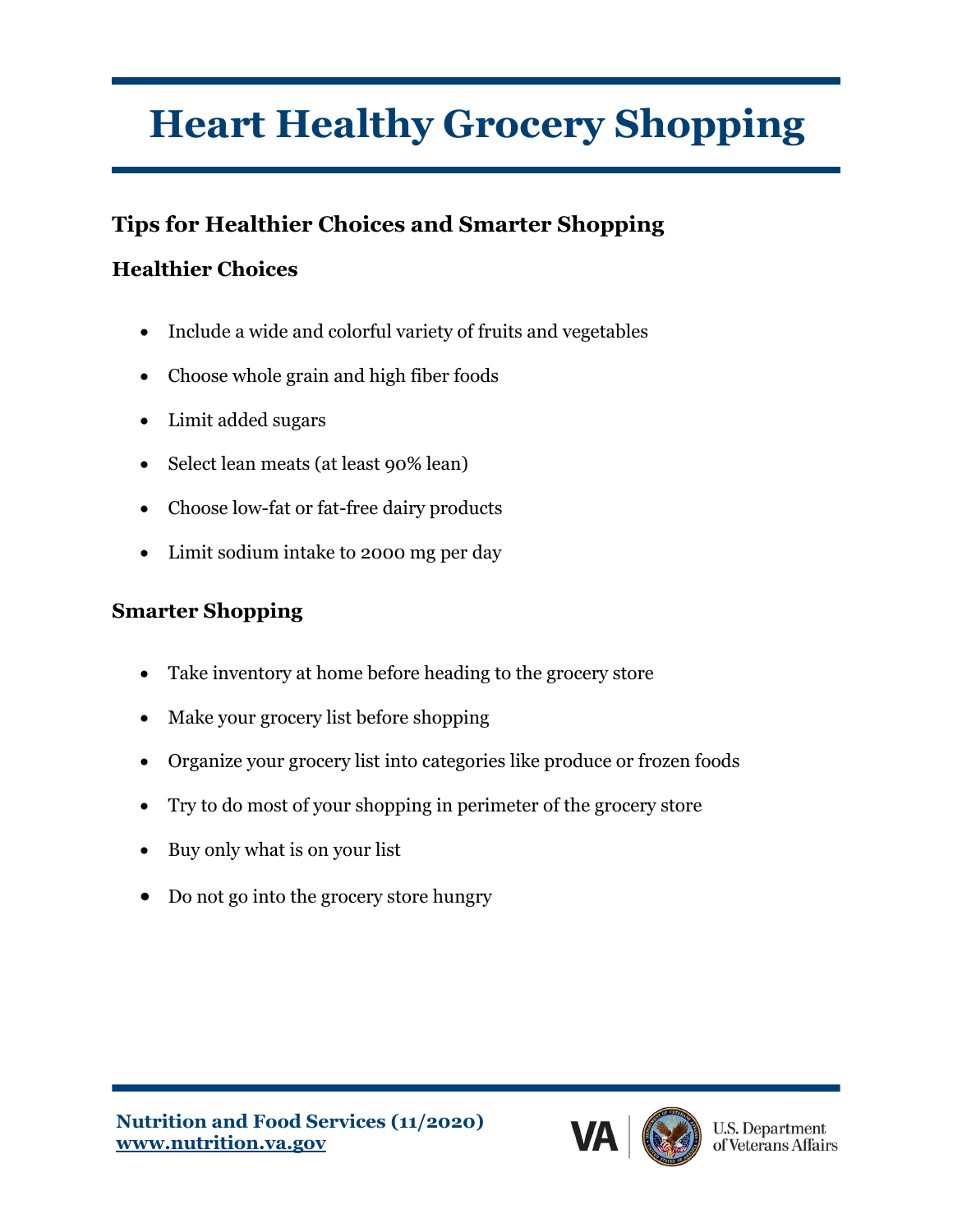# Heart Healthy Grocery Shopping

## Tips for Healthier Choices and Smarter Shopping

### Healthier Choices

- Include a wide and colorful variety of fruits and vegetables
- Choose whole grain and high fiber foods
- Limit added sugars
- Select lean meats (at least 90% lean)
- Choose low-fat or fat-free dairy products
- Limit sodium intake to 2000 mg per day

### Smarter Shopping

- Take inventory at home before heading to the grocery store
- Make your grocery list before shopping
- Organize your grocery list into categories like produce or frozen foods
- Try to do most of your shopping in perimeter of the grocery store
- Buy only what is on your list
- Do not go into the grocery store hungry

**Nutrition and Food Services (11/2020)**
**www.nutrition.va.gov**

VA | U.S. Department of Veterans Affairs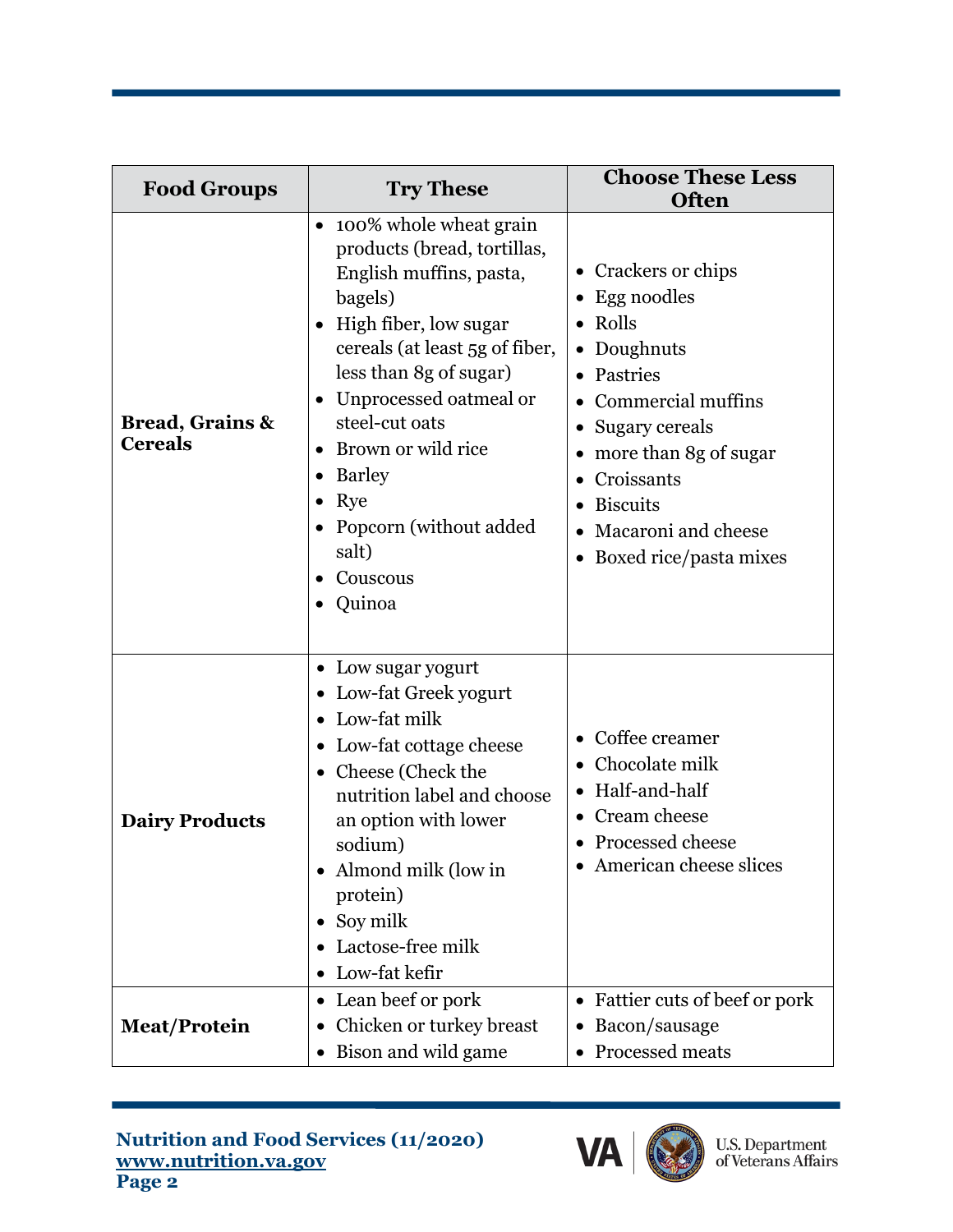| Food Groups | Try These | Choose These Less Often |
|---|---|---|
| **Bread, Grains & Cereals** | • 100% whole wheat grain products (bread, tortillas, English muffins, pasta, bagels)<br>• High fiber, low sugar cereals (at least 5g of fiber, less than 8g of sugar)<br>• Unprocessed oatmeal or steel-cut oats<br>• Brown or wild rice<br>• Barley<br>• Rye<br>• Popcorn (without added salt)<br>• Couscous<br>• Quinoa | • Crackers or chips<br>• Egg noodles<br>• Rolls<br>• Doughnuts<br>• Pastries<br>• Commercial muffins<br>• Sugary cereals<br>• more than 8g of sugar<br>• Croissants<br>• Biscuits<br>• Macaroni and cheese<br>• Boxed rice/pasta mixes |
| **Dairy Products** | • Low sugar yogurt<br>• Low-fat Greek yogurt<br>• Low-fat milk<br>• Low-fat cottage cheese<br>• Cheese (Check the nutrition label and choose an option with lower sodium)<br>• Almond milk (low in protein)<br>• Soy milk<br>• Lactose-free milk<br>• Low-fat kefir | • Coffee creamer<br>• Chocolate milk<br>• Half-and-half<br>• Cream cheese<br>• Processed cheese<br>• American cheese slices |
| **Meat/Protein** | • Lean beef or pork<br>• Chicken or turkey breast<br>• Bison and wild game | • Fattier cuts of beef or pork<br>• Bacon/sausage<br>• Processed meats |

**Nutrition and Food Services (11/2020)**
**www.nutrition.va.gov**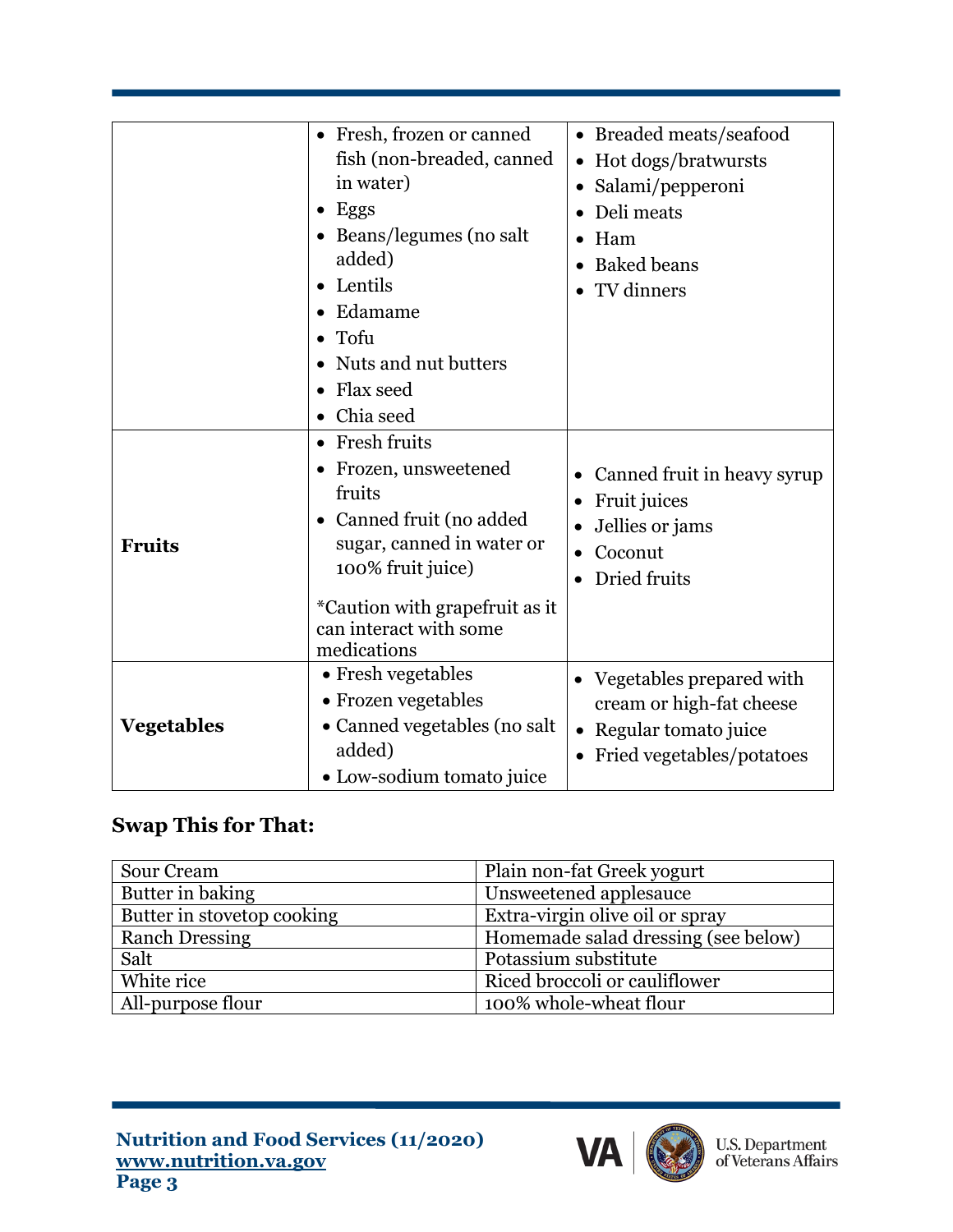| | | |
|---|---|---|
| | • Fresh, frozen or canned fish (non-breaded, canned in water)<br>• Eggs<br>• Beans/legumes (no salt added)<br>• Lentils<br>• Edamame<br>• Tofu<br>• Nuts and nut butters<br>• Flax seed<br>• Chia seed | • Breaded meats/seafood<br>• Hot dogs/bratwursts<br>• Salami/pepperoni<br>• Deli meats<br>• Ham<br>• Baked beans<br>• TV dinners |
| **Fruits** | • Fresh fruits<br>• Frozen, unsweetened fruits<br>• Canned fruit (no added sugar, canned in water or 100% fruit juice)<br><br>*Caution with grapefruit as it can interact with some medications | • Canned fruit in heavy syrup<br>• Fruit juices<br>• Jellies or jams<br>• Coconut<br>• Dried fruits |
| **Vegetables** | • Fresh vegetables<br>• Frozen vegetables<br>• Canned vegetables (no salt added)<br>• Low-sodium tomato juice | • Vegetables prepared with cream or high-fat cheese<br>• Regular tomato juice<br>• Fried vegetables/potatoes |

### Swap This for That:

| | |
|---|---|
| Sour Cream | Plain non-fat Greek yogurt |
| Butter in baking | Unsweetened applesauce |
| Butter in stovetop cooking | Extra-virgin olive oil or spray |
| Ranch Dressing | Homemade salad dressing (see below) |
| Salt | Potassium substitute |
| White rice | Riced broccoli or cauliflower |
| All-purpose flour | 100% whole-wheat flour |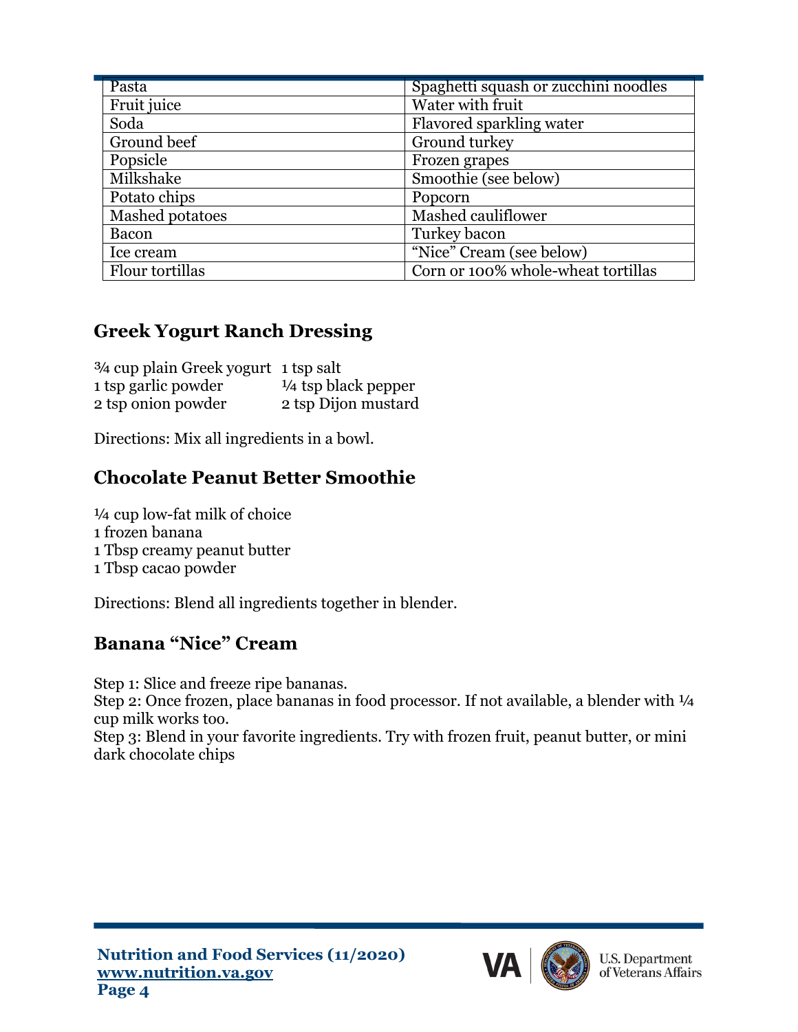| | |
|---|---|
| Pasta | Spaghetti squash or zucchini noodles |
| Fruit juice | Water with fruit |
| Soda | Flavored sparkling water |
| Ground beef | Ground turkey |
| Popsicle | Frozen grapes |
| Milkshake | Smoothie (see below) |
| Potato chips | Popcorn |
| Mashed potatoes | Mashed cauliflower |
| Bacon | Turkey bacon |
| Ice cream | "Nice" Cream (see below) |
| Flour tortillas | Corn or 100% whole-wheat tortillas |

## Greek Yogurt Ranch Dressing

¾ cup plain Greek yogurt
1 tsp garlic powder
2 tsp onion powder
1 tsp salt
¼ tsp black pepper
2 tsp Dijon mustard

Directions: Mix all ingredients in a bowl.

## Chocolate Peanut Better Smoothie

¼ cup low-fat milk of choice
1 frozen banana
1 Tbsp creamy peanut butter
1 Tbsp cacao powder

Directions: Blend all ingredients together in blender.

## Banana "Nice" Cream

Step 1: Slice and freeze ripe bananas.
Step 2: Once frozen, place bananas in food processor. If not available, a blender with ¼ cup milk works too.
Step 3: Blend in your favorite ingredients. Try with frozen fruit, peanut butter, or mini dark chocolate chips

**Nutrition and Food Services (11/2020)**
**www.nutrition.va.gov**

U.S. Department of Veterans Affairs